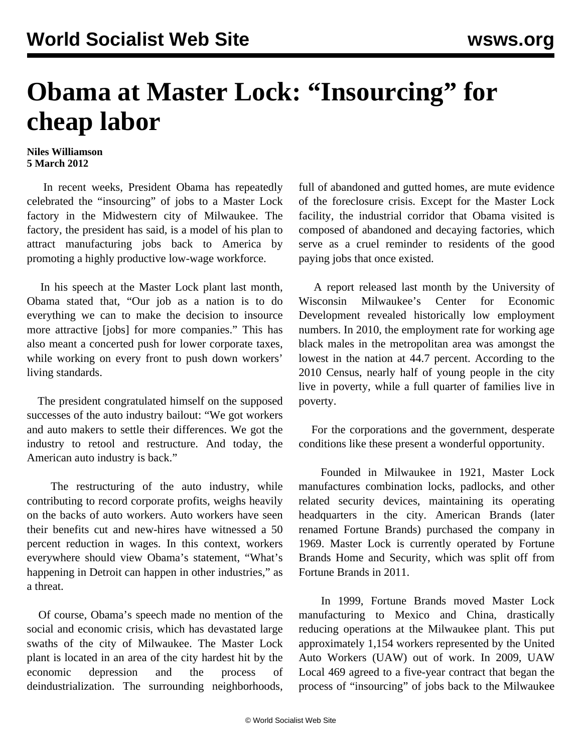# Obama at Master Lock: "Insourcing" for cheap labor

**Niles Williamson**
**5 March 2012**

In recent weeks, President Obama has repeatedly celebrated the "insourcing" of jobs to a Master Lock factory in the Midwestern city of Milwaukee. The factory, the president has said, is a model of his plan to attract manufacturing jobs back to America by promoting a highly productive low-wage workforce.

In his speech at the Master Lock plant last month, Obama stated that, "Our job as a nation is to do everything we can to make the decision to insource more attractive [jobs] for more companies." This has also meant a concerted push for lower corporate taxes, while working on every front to push down workers' living standards.

The president congratulated himself on the supposed successes of the auto industry bailout: "We got workers and auto makers to settle their differences. We got the industry to retool and restructure. And today, the American auto industry is back."

The restructuring of the auto industry, while contributing to record corporate profits, weighs heavily on the backs of auto workers. Auto workers have seen their benefits cut and new-hires have witnessed a 50 percent reduction in wages. In this context, workers everywhere should view Obama's statement, "What's happening in Detroit can happen in other industries," as a threat.

Of course, Obama's speech made no mention of the social and economic crisis, which has devastated large swaths of the city of Milwaukee. The Master Lock plant is located in an area of the city hardest hit by the economic depression and the process of deindustrialization. The surrounding neighborhoods, full of abandoned and gutted homes, are mute evidence of the foreclosure crisis. Except for the Master Lock facility, the industrial corridor that Obama visited is composed of abandoned and decaying factories, which serve as a cruel reminder to residents of the good paying jobs that once existed.

A report released last month by the University of Wisconsin Milwaukee's Center for Economic Development revealed historically low employment numbers. In 2010, the employment rate for working age black males in the metropolitan area was amongst the lowest in the nation at 44.7 percent. According to the 2010 Census, nearly half of young people in the city live in poverty, while a full quarter of families live in poverty.

For the corporations and the government, desperate conditions like these present a wonderful opportunity.

Founded in Milwaukee in 1921, Master Lock manufactures combination locks, padlocks, and other related security devices, maintaining its operating headquarters in the city. American Brands (later renamed Fortune Brands) purchased the company in 1969. Master Lock is currently operated by Fortune Brands Home and Security, which was split off from Fortune Brands in 2011.

In 1999, Fortune Brands moved Master Lock manufacturing to Mexico and China, drastically reducing operations at the Milwaukee plant. This put approximately 1,154 workers represented by the United Auto Workers (UAW) out of work. In 2009, UAW Local 469 agreed to a five-year contract that began the process of "insourcing" of jobs back to the Milwaukee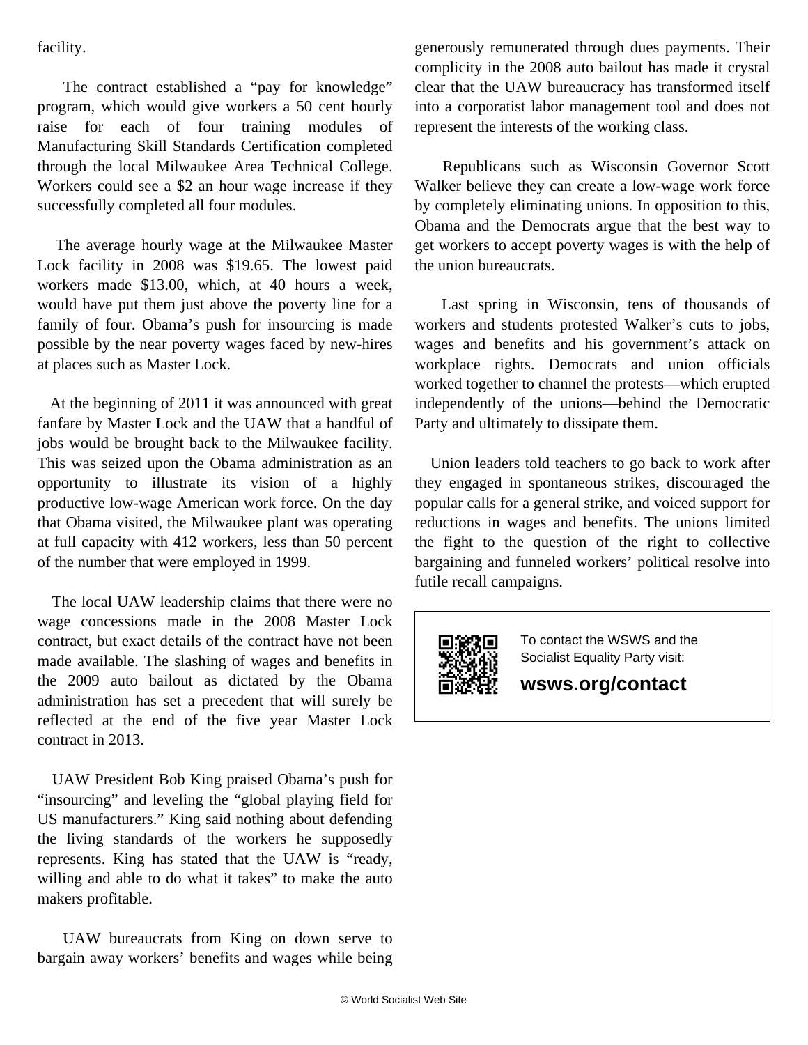facility.

The contract established a “pay for knowledge” program, which would give workers a 50 cent hourly raise for each of four training modules of Manufacturing Skill Standards Certification completed through the local Milwaukee Area Technical College. Workers could see a $2 an hour wage increase if they successfully completed all four modules.

The average hourly wage at the Milwaukee Master Lock facility in 2008 was $19.65. The lowest paid workers made $13.00, which, at 40 hours a week, would have put them just above the poverty line for a family of four. Obama’s push for insourcing is made possible by the near poverty wages faced by new-hires at places such as Master Lock.

At the beginning of 2011 it was announced with great fanfare by Master Lock and the UAW that a handful of jobs would be brought back to the Milwaukee facility. This was seized upon the Obama administration as an opportunity to illustrate its vision of a highly productive low-wage American work force. On the day that Obama visited, the Milwaukee plant was operating at full capacity with 412 workers, less than 50 percent of the number that were employed in 1999.

The local UAW leadership claims that there were no wage concessions made in the 2008 Master Lock contract, but exact details of the contract have not been made available. The slashing of wages and benefits in the 2009 auto bailout as dictated by the Obama administration has set a precedent that will surely be reflected at the end of the five year Master Lock contract in 2013.

UAW President Bob King praised Obama’s push for “insourcing” and leveling the “global playing field for US manufacturers.” King said nothing about defending the living standards of the workers he supposedly represents. King has stated that the UAW is “ready, willing and able to do what it takes” to make the auto makers profitable.

UAW bureaucrats from King on down serve to bargain away workers’ benefits and wages while being generously remunerated through dues payments. Their complicity in the 2008 auto bailout has made it crystal clear that the UAW bureaucracy has transformed itself into a corporatist labor management tool and does not represent the interests of the working class.

Republicans such as Wisconsin Governor Scott Walker believe they can create a low-wage work force by completely eliminating unions. In opposition to this, Obama and the Democrats argue that the best way to get workers to accept poverty wages is with the help of the union bureaucrats.

Last spring in Wisconsin, tens of thousands of workers and students protested Walker’s cuts to jobs, wages and benefits and his government’s attack on workplace rights. Democrats and union officials worked together to channel the protests—which erupted independently of the unions—behind the Democratic Party and ultimately to dissipate them.

Union leaders told teachers to go back to work after they engaged in spontaneous strikes, discouraged the popular calls for a general strike, and voiced support for reductions in wages and benefits. The unions limited the fight to the question of the right to collective bargaining and funneled workers’ political resolve into futile recall campaigns.

To contact the WSWS and the Socialist Equality Party visit:

**wsws.org/contact**